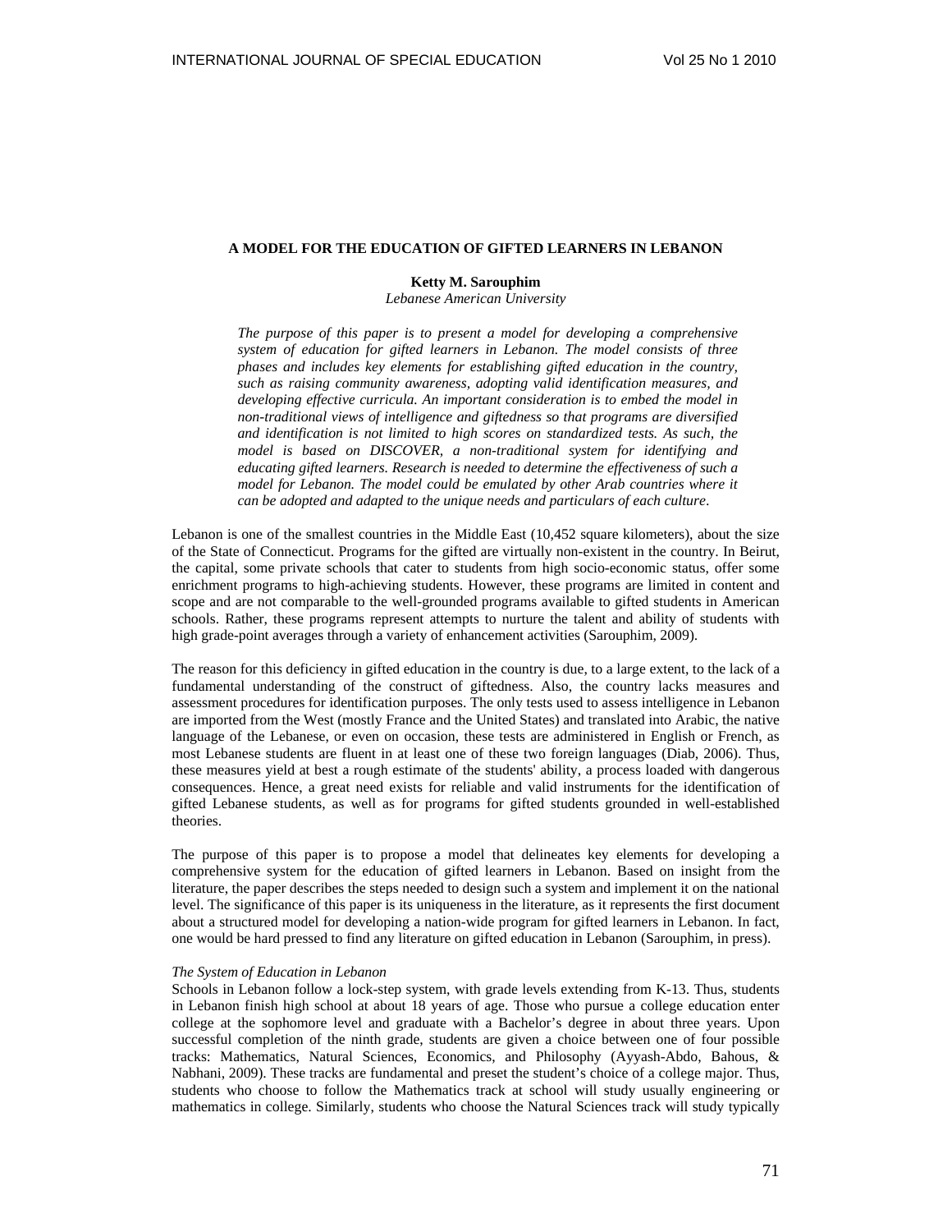# A MODEL FOR THE EDUCATION OF GIFTED LEARNERS IN LEBANON

**Ketty M. Sarouphim**

*Lebanese American University*

*The purpose of this paper is to present a model for developing a comprehensive system of education for gifted learners in Lebanon. The model consists of three phases and includes key elements for establishing gifted education in the country, such as raising community awareness, adopting valid identification measures, and developing effective curricula. An important consideration is to embed the model in non-traditional views of intelligence and giftedness so that programs are diversified and identification is not limited to high scores on standardized tests. As such, the model is based on DISCOVER, a non-traditional system for identifying and educating gifted learners. Research is needed to determine the effectiveness of such a model for Lebanon. The model could be emulated by other Arab countries where it can be adopted and adapted to the unique needs and particulars of each culture.*

Lebanon is one of the smallest countries in the Middle East (10,452 square kilometers), about the size of the State of Connecticut. Programs for the gifted are virtually non-existent in the country. In Beirut, the capital, some private schools that cater to students from high socio-economic status, offer some enrichment programs to high-achieving students. However, these programs are limited in content and scope and are not comparable to the well-grounded programs available to gifted students in American schools. Rather, these programs represent attempts to nurture the talent and ability of students with high grade-point averages through a variety of enhancement activities (Sarouphim, 2009).

The reason for this deficiency in gifted education in the country is due, to a large extent, to the lack of a fundamental understanding of the construct of giftedness. Also, the country lacks measures and assessment procedures for identification purposes. The only tests used to assess intelligence in Lebanon are imported from the West (mostly France and the United States) and translated into Arabic, the native language of the Lebanese, or even on occasion, these tests are administered in English or French, as most Lebanese students are fluent in at least one of these two foreign languages (Diab, 2006). Thus, these measures yield at best a rough estimate of the students' ability, a process loaded with dangerous consequences. Hence, a great need exists for reliable and valid instruments for the identification of gifted Lebanese students, as well as for programs for gifted students grounded in well-established theories.

The purpose of this paper is to propose a model that delineates key elements for developing a comprehensive system for the education of gifted learners in Lebanon. Based on insight from the literature, the paper describes the steps needed to design such a system and implement it on the national level. The significance of this paper is its uniqueness in the literature, as it represents the first document about a structured model for developing a nation-wide program for gifted learners in Lebanon. In fact, one would be hard pressed to find any literature on gifted education in Lebanon (Sarouphim, in press).

### *The System of Education in Lebanon*

Schools in Lebanon follow a lock-step system, with grade levels extending from K-13. Thus, students in Lebanon finish high school at about 18 years of age. Those who pursue a college education enter college at the sophomore level and graduate with a Bachelor's degree in about three years. Upon successful completion of the ninth grade, students are given a choice between one of four possible tracks: Mathematics, Natural Sciences, Economics, and Philosophy (Ayyash-Abdo, Bahous, & Nabhani, 2009). These tracks are fundamental and preset the student's choice of a college major. Thus, students who choose to follow the Mathematics track at school will study usually engineering or mathematics in college. Similarly, students who choose the Natural Sciences track will study typically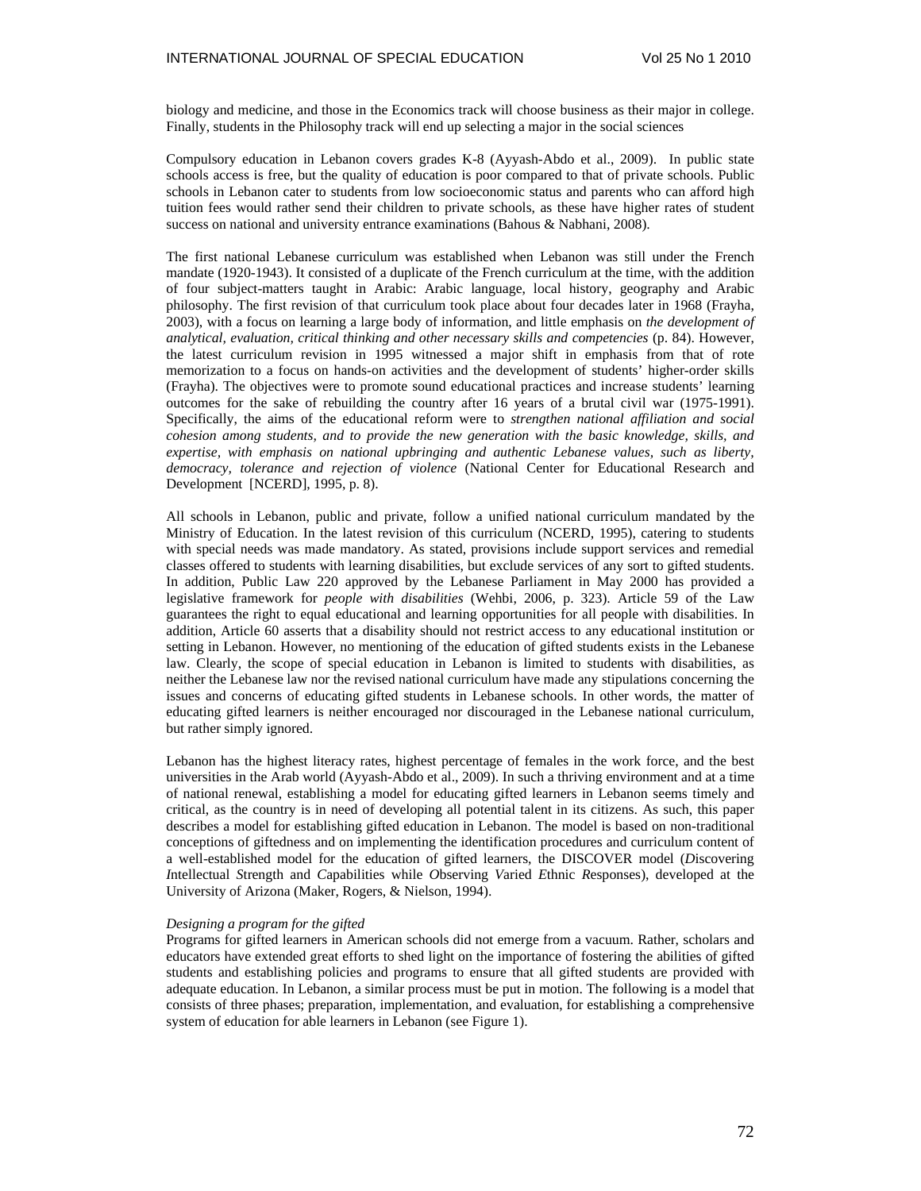biology and medicine, and those in the Economics track will choose business as their major in college. Finally, students in the Philosophy track will end up selecting a major in the social sciences

Compulsory education in Lebanon covers grades K-8 (Ayyash-Abdo et al., 2009). In public state schools access is free, but the quality of education is poor compared to that of private schools. Public schools in Lebanon cater to students from low socioeconomic status and parents who can afford high tuition fees would rather send their children to private schools, as these have higher rates of student success on national and university entrance examinations (Bahous & Nabhani, 2008).

The first national Lebanese curriculum was established when Lebanon was still under the French mandate (1920-1943). It consisted of a duplicate of the French curriculum at the time, with the addition of four subject-matters taught in Arabic: Arabic language, local history, geography and Arabic philosophy. The first revision of that curriculum took place about four decades later in 1968 (Frayha, 2003), with a focus on learning a large body of information, and little emphasis on *the development of analytical, evaluation, critical thinking and other necessary skills and competencies* (p. 84). However, the latest curriculum revision in 1995 witnessed a major shift in emphasis from that of rote memorization to a focus on hands-on activities and the development of students' higher-order skills (Frayha). The objectives were to promote sound educational practices and increase students' learning outcomes for the sake of rebuilding the country after 16 years of a brutal civil war (1975-1991). Specifically, the aims of the educational reform were to *strengthen national affiliation and social cohesion among students, and to provide the new generation with the basic knowledge, skills, and expertise, with emphasis on national upbringing and authentic Lebanese values, such as liberty, democracy, tolerance and rejection of violence* (National Center for Educational Research and Development [NCERD], 1995, p. 8).

All schools in Lebanon, public and private, follow a unified national curriculum mandated by the Ministry of Education. In the latest revision of this curriculum (NCERD, 1995), catering to students with special needs was made mandatory. As stated, provisions include support services and remedial classes offered to students with learning disabilities, but exclude services of any sort to gifted students. In addition, Public Law 220 approved by the Lebanese Parliament in May 2000 has provided a legislative framework for *people with disabilities* (Wehbi, 2006, p. 323). Article 59 of the Law guarantees the right to equal educational and learning opportunities for all people with disabilities. In addition, Article 60 asserts that a disability should not restrict access to any educational institution or setting in Lebanon. However, no mentioning of the education of gifted students exists in the Lebanese law. Clearly, the scope of special education in Lebanon is limited to students with disabilities, as neither the Lebanese law nor the revised national curriculum have made any stipulations concerning the issues and concerns of educating gifted students in Lebanese schools. In other words, the matter of educating gifted learners is neither encouraged nor discouraged in the Lebanese national curriculum, but rather simply ignored.

Lebanon has the highest literacy rates, highest percentage of females in the work force, and the best universities in the Arab world (Ayyash-Abdo et al., 2009). In such a thriving environment and at a time of national renewal, establishing a model for educating gifted learners in Lebanon seems timely and critical, as the country is in need of developing all potential talent in its citizens. As such, this paper describes a model for establishing gifted education in Lebanon. The model is based on non-traditional conceptions of giftedness and on implementing the identification procedures and curriculum content of a well-established model for the education of gifted learners, the DISCOVER model (*D*iscovering *I*ntellectual *S*trength and *C*apabilities while *O*bserving *V*aried *E*thnic *R*esponses), developed at the University of Arizona (Maker, Rogers, & Nielson, 1994).

*Designing a program for the gifted*

Programs for gifted learners in American schools did not emerge from a vacuum. Rather, scholars and educators have extended great efforts to shed light on the importance of fostering the abilities of gifted students and establishing policies and programs to ensure that all gifted students are provided with adequate education. In Lebanon, a similar process must be put in motion. The following is a model that consists of three phases; preparation, implementation, and evaluation, for establishing a comprehensive system of education for able learners in Lebanon (see Figure 1).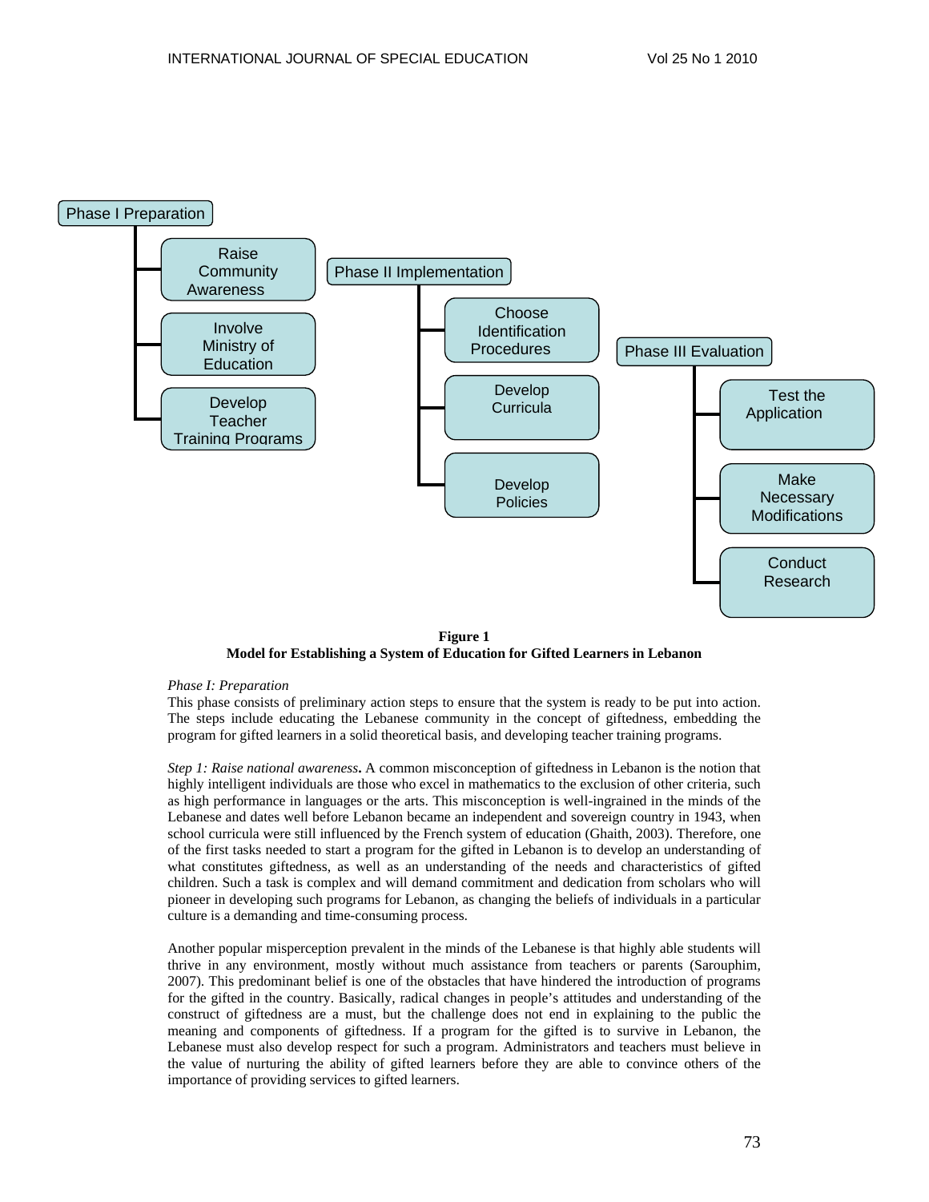Phase I Preparation
- Raise Community Awareness
- Involve Ministry of Education
- Develop Teacher Training Programs

Phase II Implementation
- Choose Identification Procedures
- Develop Curricula
- Develop Policies

Phase III Evaluation
- Test the Application
- Make Necessary Modifications
- Conduct Research

**Figure 1**
**Model for Establishing a System of Education for Gifted Learners in Lebanon**

*Phase I: Preparation*
This phase consists of preliminary action steps to ensure that the system is ready to be put into action. The steps include educating the Lebanese community in the concept of giftedness, embedding the program for gifted learners in a solid theoretical basis, and developing teacher training programs.

*Step 1: Raise national awareness***.** A common misconception of giftedness in Lebanon is the notion that highly intelligent individuals are those who excel in mathematics to the exclusion of other criteria, such as high performance in languages or the arts. This misconception is well-ingrained in the minds of the Lebanese and dates well before Lebanon became an independent and sovereign country in 1943, when school curricula were still influenced by the French system of education (Ghaith, 2003). Therefore, one of the first tasks needed to start a program for the gifted in Lebanon is to develop an understanding of what constitutes giftedness, as well as an understanding of the needs and characteristics of gifted children. Such a task is complex and will demand commitment and dedication from scholars who will pioneer in developing such programs for Lebanon, as changing the beliefs of individuals in a particular culture is a demanding and time-consuming process.

Another popular misperception prevalent in the minds of the Lebanese is that highly able students will thrive in any environment, mostly without much assistance from teachers or parents (Sarouphim, 2007). This predominant belief is one of the obstacles that have hindered the introduction of programs for the gifted in the country. Basically, radical changes in people's attitudes and understanding of the construct of giftedness are a must, but the challenge does not end in explaining to the public the meaning and components of giftedness. If a program for the gifted is to survive in Lebanon, the Lebanese must also develop respect for such a program. Administrators and teachers must believe in the value of nurturing the ability of gifted learners before they are able to convince others of the importance of providing services to gifted learners.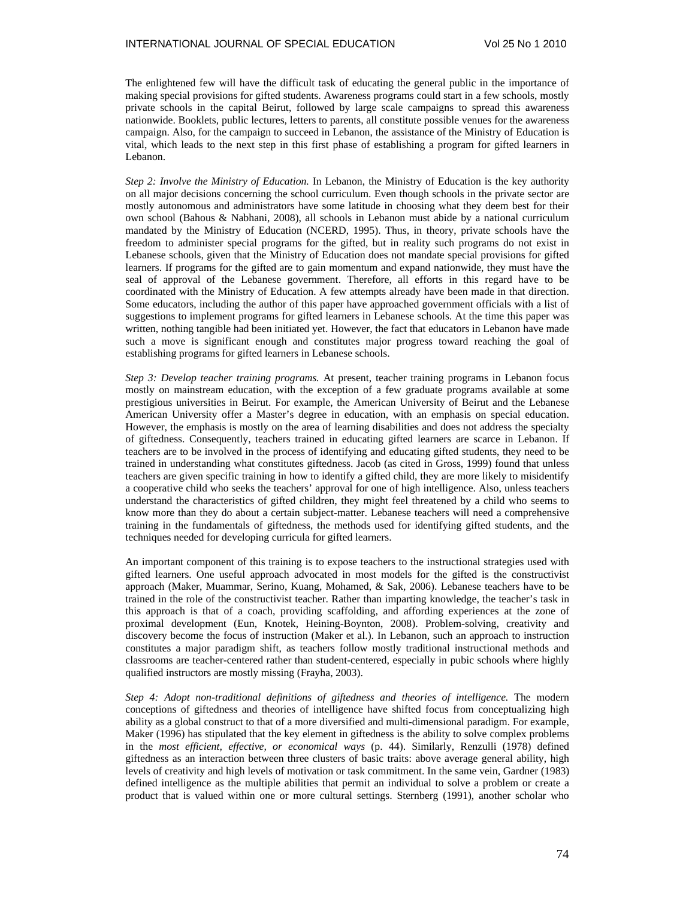The enlightened few will have the difficult task of educating the general public in the importance of making special provisions for gifted students. Awareness programs could start in a few schools, mostly private schools in the capital Beirut, followed by large scale campaigns to spread this awareness nationwide. Booklets, public lectures, letters to parents, all constitute possible venues for the awareness campaign. Also, for the campaign to succeed in Lebanon, the assistance of the Ministry of Education is vital, which leads to the next step in this first phase of establishing a program for gifted learners in Lebanon.

*Step 2: Involve the Ministry of Education.* In Lebanon, the Ministry of Education is the key authority on all major decisions concerning the school curriculum. Even though schools in the private sector are mostly autonomous and administrators have some latitude in choosing what they deem best for their own school (Bahous & Nabhani, 2008), all schools in Lebanon must abide by a national curriculum mandated by the Ministry of Education (NCERD, 1995). Thus, in theory, private schools have the freedom to administer special programs for the gifted, but in reality such programs do not exist in Lebanese schools, given that the Ministry of Education does not mandate special provisions for gifted learners. If programs for the gifted are to gain momentum and expand nationwide, they must have the seal of approval of the Lebanese government. Therefore, all efforts in this regard have to be coordinated with the Ministry of Education. A few attempts already have been made in that direction. Some educators, including the author of this paper have approached government officials with a list of suggestions to implement programs for gifted learners in Lebanese schools. At the time this paper was written, nothing tangible had been initiated yet. However, the fact that educators in Lebanon have made such a move is significant enough and constitutes major progress toward reaching the goal of establishing programs for gifted learners in Lebanese schools.

*Step 3: Develop teacher training programs.* At present, teacher training programs in Lebanon focus mostly on mainstream education, with the exception of a few graduate programs available at some prestigious universities in Beirut. For example, the American University of Beirut and the Lebanese American University offer a Master's degree in education, with an emphasis on special education. However, the emphasis is mostly on the area of learning disabilities and does not address the specialty of giftedness. Consequently, teachers trained in educating gifted learners are scarce in Lebanon. If teachers are to be involved in the process of identifying and educating gifted students, they need to be trained in understanding what constitutes giftedness. Jacob (as cited in Gross, 1999) found that unless teachers are given specific training in how to identify a gifted child, they are more likely to misidentify a cooperative child who seeks the teachers' approval for one of high intelligence. Also, unless teachers understand the characteristics of gifted children, they might feel threatened by a child who seems to know more than they do about a certain subject-matter. Lebanese teachers will need a comprehensive training in the fundamentals of giftedness, the methods used for identifying gifted students, and the techniques needed for developing curricula for gifted learners.

An important component of this training is to expose teachers to the instructional strategies used with gifted learners. One useful approach advocated in most models for the gifted is the constructivist approach (Maker, Muammar, Serino, Kuang, Mohamed, & Sak, 2006). Lebanese teachers have to be trained in the role of the constructivist teacher. Rather than imparting knowledge, the teacher's task in this approach is that of a coach, providing scaffolding, and affording experiences at the zone of proximal development (Eun, Knotek, Heining-Boynton, 2008). Problem-solving, creativity and discovery become the focus of instruction (Maker et al.). In Lebanon, such an approach to instruction constitutes a major paradigm shift, as teachers follow mostly traditional instructional methods and classrooms are teacher-centered rather than student-centered, especially in pubic schools where highly qualified instructors are mostly missing (Frayha, 2003).

*Step 4: Adopt non-traditional definitions of giftedness and theories of intelligence.* The modern conceptions of giftedness and theories of intelligence have shifted focus from conceptualizing high ability as a global construct to that of a more diversified and multi-dimensional paradigm. For example, Maker (1996) has stipulated that the key element in giftedness is the ability to solve complex problems in the *most efficient, effective, or economical ways* (p. 44). Similarly, Renzulli (1978) defined giftedness as an interaction between three clusters of basic traits: above average general ability, high levels of creativity and high levels of motivation or task commitment. In the same vein, Gardner (1983) defined intelligence as the multiple abilities that permit an individual to solve a problem or create a product that is valued within one or more cultural settings. Sternberg (1991), another scholar who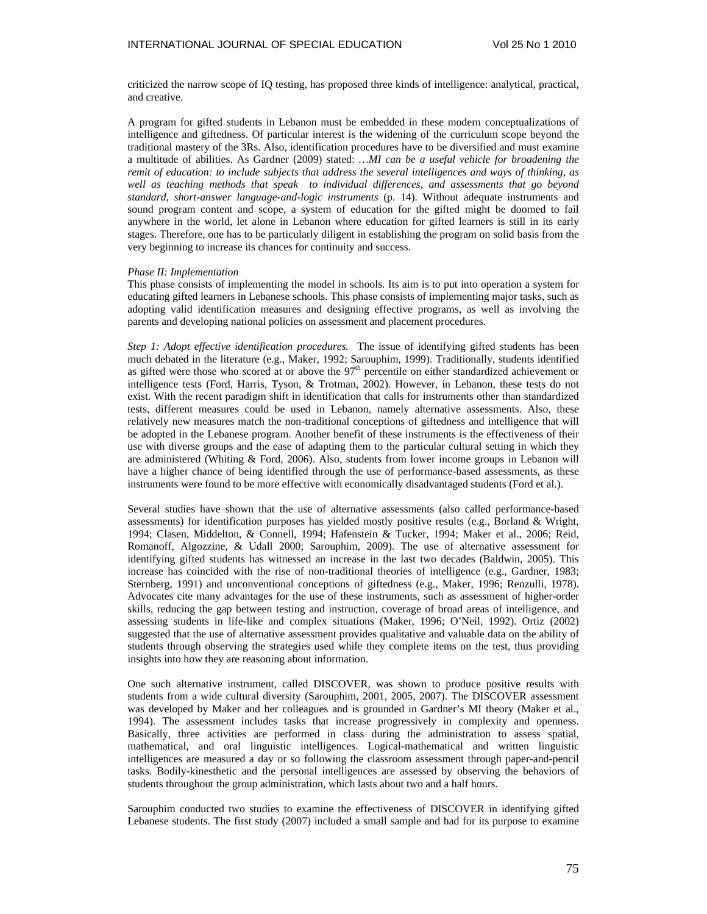criticized the narrow scope of IQ testing, has proposed three kinds of intelligence: analytical, practical, and creative.

A program for gifted students in Lebanon must be embedded in these modern conceptualizations of intelligence and giftedness. Of particular interest is the widening of the curriculum scope beyond the traditional mastery of the 3Rs. Also, identification procedures have to be diversified and must examine a multitude of abilities. As Gardner (2009) stated: …*MI can be a useful vehicle for broadening the remit of education: to include subjects that address the several intelligences and ways of thinking, as well as teaching methods that speak to individual differences, and assessments that go beyond standard, short-answer language-and-logic instruments* (p. 14). Without adequate instruments and sound program content and scope, a system of education for the gifted might be doomed to fail anywhere in the world, let alone in Lebanon where education for gifted learners is still in its early stages. Therefore, one has to be particularly diligent in establishing the program on solid basis from the very beginning to increase its chances for continuity and success.

*Phase II: Implementation*

This phase consists of implementing the model in schools. Its aim is to put into operation a system for educating gifted learners in Lebanese schools. This phase consists of implementing major tasks, such as adopting valid identification measures and designing effective programs, as well as involving the parents and developing national policies on assessment and placement procedures.

*Step 1: Adopt effective identification procedures.* The issue of identifying gifted students has been much debated in the literature (e.g., Maker, 1992; Sarouphim, 1999). Traditionally, students identified as gifted were those who scored at or above the 97th percentile on either standardized achievement or intelligence tests (Ford, Harris, Tyson, & Trotman, 2002). However, in Lebanon, these tests do not exist. With the recent paradigm shift in identification that calls for instruments other than standardized tests, different measures could be used in Lebanon, namely alternative assessments. Also, these relatively new measures match the non-traditional conceptions of giftedness and intelligence that will be adopted in the Lebanese program. Another benefit of these instruments is the effectiveness of their use with diverse groups and the ease of adapting them to the particular cultural setting in which they are administered (Whiting & Ford, 2006). Also, students from lower income groups in Lebanon will have a higher chance of being identified through the use of performance-based assessments, as these instruments were found to be more effective with economically disadvantaged students (Ford et al.).

Several studies have shown that the use of alternative assessments (also called performance-based assessments) for identification purposes has yielded mostly positive results (e.g., Borland & Wright, 1994; Clasen, Middelton, & Connell, 1994; Hafenstein & Tucker, 1994; Maker et al., 2006; Reid, Romanoff, Algozzine, & Udall 2000; Sarouphim, 2009). The use of alternative assessment for identifying gifted students has witnessed an increase in the last two decades (Baldwin, 2005). This increase has coincided with the rise of non-traditional theories of intelligence (e.g., Gardner, 1983; Sternberg, 1991) and unconventional conceptions of giftedness (e.g., Maker, 1996; Renzulli, 1978). Advocates cite many advantages for the use of these instruments, such as assessment of higher-order skills, reducing the gap between testing and instruction, coverage of broad areas of intelligence, and assessing students in life-like and complex situations (Maker, 1996; O'Neil, 1992). Ortiz (2002) suggested that the use of alternative assessment provides qualitative and valuable data on the ability of students through observing the strategies used while they complete items on the test, thus providing insights into how they are reasoning about information.

One such alternative instrument, called DISCOVER, was shown to produce positive results with students from a wide cultural diversity (Sarouphim, 2001, 2005, 2007). The DISCOVER assessment was developed by Maker and her colleagues and is grounded in Gardner's MI theory (Maker et al., 1994). The assessment includes tasks that increase progressively in complexity and openness. Basically, three activities are performed in class during the administration to assess spatial, mathematical, and oral linguistic intelligences. Logical-mathematical and written linguistic intelligences are measured a day or so following the classroom assessment through paper-and-pencil tasks. Bodily-kinesthetic and the personal intelligences are assessed by observing the behaviors of students throughout the group administration, which lasts about two and a half hours.

Sarouphim conducted two studies to examine the effectiveness of DISCOVER in identifying gifted Lebanese students. The first study (2007) included a small sample and had for its purpose to examine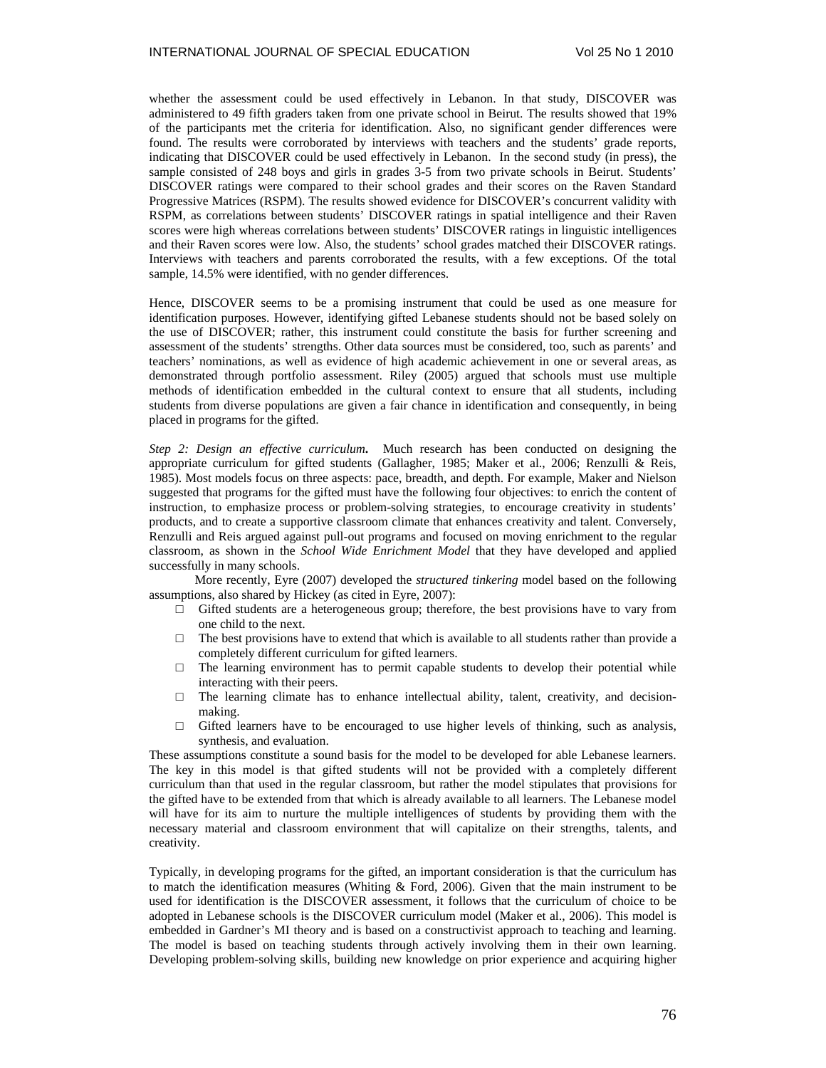whether the assessment could be used effectively in Lebanon. In that study, DISCOVER was administered to 49 fifth graders taken from one private school in Beirut. The results showed that 19% of the participants met the criteria for identification. Also, no significant gender differences were found. The results were corroborated by interviews with teachers and the students' grade reports, indicating that DISCOVER could be used effectively in Lebanon. In the second study (in press), the sample consisted of 248 boys and girls in grades 3-5 from two private schools in Beirut. Students' DISCOVER ratings were compared to their school grades and their scores on the Raven Standard Progressive Matrices (RSPM). The results showed evidence for DISCOVER's concurrent validity with RSPM, as correlations between students' DISCOVER ratings in spatial intelligence and their Raven scores were high whereas correlations between students' DISCOVER ratings in linguistic intelligences and their Raven scores were low. Also, the students' school grades matched their DISCOVER ratings. Interviews with teachers and parents corroborated the results, with a few exceptions. Of the total sample, 14.5% were identified, with no gender differences.

Hence, DISCOVER seems to be a promising instrument that could be used as one measure for identification purposes. However, identifying gifted Lebanese students should not be based solely on the use of DISCOVER; rather, this instrument could constitute the basis for further screening and assessment of the students' strengths. Other data sources must be considered, too, such as parents' and teachers' nominations, as well as evidence of high academic achievement in one or several areas, as demonstrated through portfolio assessment. Riley (2005) argued that schools must use multiple methods of identification embedded in the cultural context to ensure that all students, including students from diverse populations are given a fair chance in identification and consequently, in being placed in programs for the gifted.

*Step 2: Design an effective curriculum***.** Much research has been conducted on designing the appropriate curriculum for gifted students (Gallagher, 1985; Maker et al., 2006; Renzulli & Reis, 1985). Most models focus on three aspects: pace, breadth, and depth. For example, Maker and Nielson suggested that programs for the gifted must have the following four objectives: to enrich the content of instruction, to emphasize process or problem-solving strategies, to encourage creativity in students' products, and to create a supportive classroom climate that enhances creativity and talent. Conversely, Renzulli and Reis argued against pull-out programs and focused on moving enrichment to the regular classroom, as shown in the *School Wide Enrichment Model* that they have developed and applied successfully in many schools.

More recently, Eyre (2007) developed the *structured tinkering* model based on the following assumptions, also shared by Hickey (as cited in Eyre, 2007):

- Gifted students are a heterogeneous group; therefore, the best provisions have to vary from one child to the next.
- The best provisions have to extend that which is available to all students rather than provide a completely different curriculum for gifted learners.
- The learning environment has to permit capable students to develop their potential while interacting with their peers.
- The learning climate has to enhance intellectual ability, talent, creativity, and decision-making.
- Gifted learners have to be encouraged to use higher levels of thinking, such as analysis, synthesis, and evaluation.

These assumptions constitute a sound basis for the model to be developed for able Lebanese learners. The key in this model is that gifted students will not be provided with a completely different curriculum than that used in the regular classroom, but rather the model stipulates that provisions for the gifted have to be extended from that which is already available to all learners. The Lebanese model will have for its aim to nurture the multiple intelligences of students by providing them with the necessary material and classroom environment that will capitalize on their strengths, talents, and creativity.

Typically, in developing programs for the gifted, an important consideration is that the curriculum has to match the identification measures (Whiting & Ford, 2006). Given that the main instrument to be used for identification is the DISCOVER assessment, it follows that the curriculum of choice to be adopted in Lebanese schools is the DISCOVER curriculum model (Maker et al., 2006). This model is embedded in Gardner's MI theory and is based on a constructivist approach to teaching and learning. The model is based on teaching students through actively involving them in their own learning. Developing problem-solving skills, building new knowledge on prior experience and acquiring higher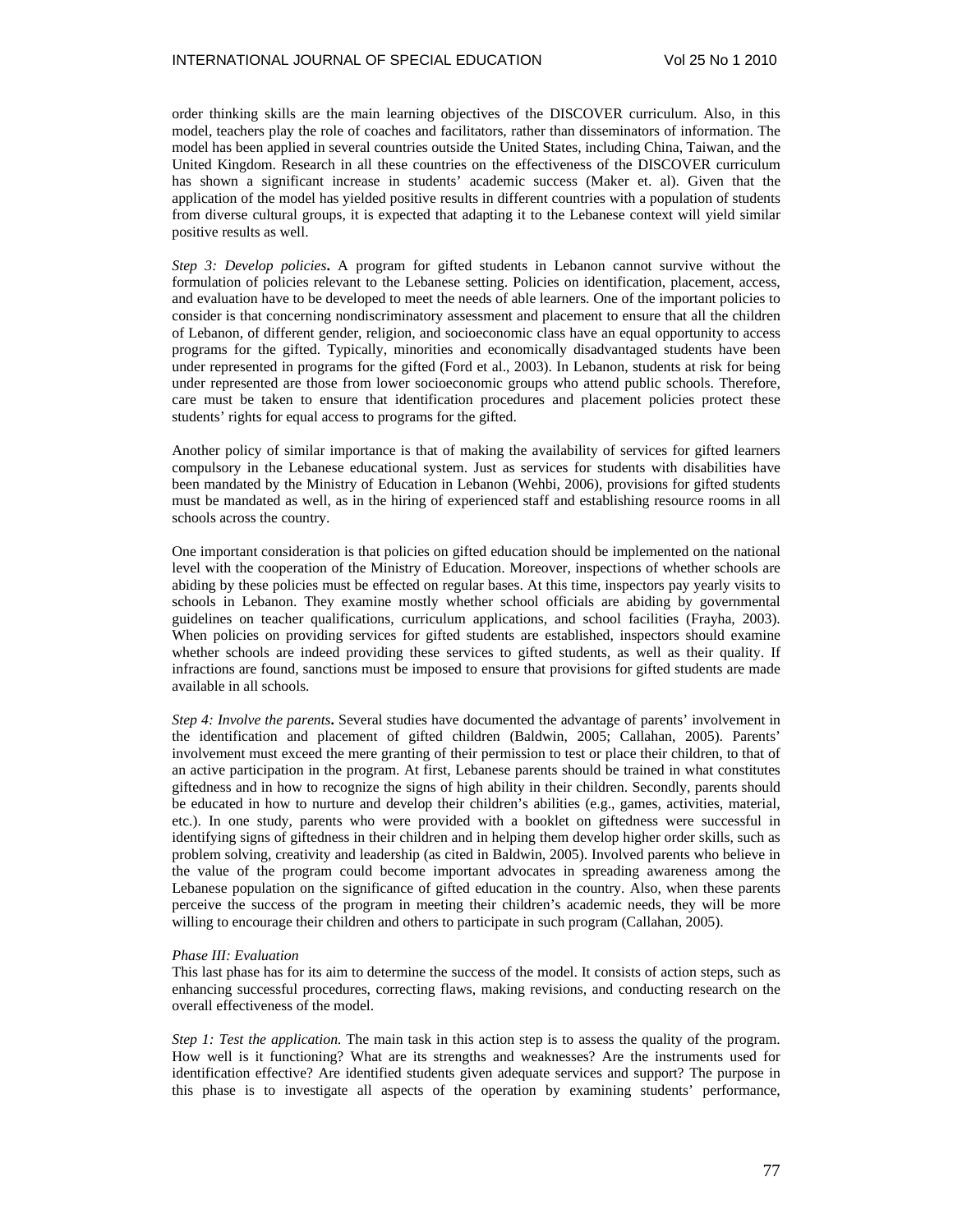order thinking skills are the main learning objectives of the DISCOVER curriculum. Also, in this model, teachers play the role of coaches and facilitators, rather than disseminators of information. The model has been applied in several countries outside the United States, including China, Taiwan, and the United Kingdom. Research in all these countries on the effectiveness of the DISCOVER curriculum has shown a significant increase in students' academic success (Maker et. al). Given that the application of the model has yielded positive results in different countries with a population of students from diverse cultural groups, it is expected that adapting it to the Lebanese context will yield similar positive results as well.

*Step 3: Develop policies***.** A program for gifted students in Lebanon cannot survive without the formulation of policies relevant to the Lebanese setting. Policies on identification, placement, access, and evaluation have to be developed to meet the needs of able learners. One of the important policies to consider is that concerning nondiscriminatory assessment and placement to ensure that all the children of Lebanon, of different gender, religion, and socioeconomic class have an equal opportunity to access programs for the gifted. Typically, minorities and economically disadvantaged students have been under represented in programs for the gifted (Ford et al., 2003). In Lebanon, students at risk for being under represented are those from lower socioeconomic groups who attend public schools. Therefore, care must be taken to ensure that identification procedures and placement policies protect these students' rights for equal access to programs for the gifted.

Another policy of similar importance is that of making the availability of services for gifted learners compulsory in the Lebanese educational system. Just as services for students with disabilities have been mandated by the Ministry of Education in Lebanon (Wehbi, 2006), provisions for gifted students must be mandated as well, as in the hiring of experienced staff and establishing resource rooms in all schools across the country.

One important consideration is that policies on gifted education should be implemented on the national level with the cooperation of the Ministry of Education. Moreover, inspections of whether schools are abiding by these policies must be effected on regular bases. At this time, inspectors pay yearly visits to schools in Lebanon. They examine mostly whether school officials are abiding by governmental guidelines on teacher qualifications, curriculum applications, and school facilities (Frayha, 2003). When policies on providing services for gifted students are established, inspectors should examine whether schools are indeed providing these services to gifted students, as well as their quality. If infractions are found, sanctions must be imposed to ensure that provisions for gifted students are made available in all schools.

*Step 4: Involve the parents***.** Several studies have documented the advantage of parents' involvement in the identification and placement of gifted children (Baldwin, 2005; Callahan, 2005). Parents' involvement must exceed the mere granting of their permission to test or place their children, to that of an active participation in the program. At first, Lebanese parents should be trained in what constitutes giftedness and in how to recognize the signs of high ability in their children. Secondly, parents should be educated in how to nurture and develop their children's abilities (e.g., games, activities, material, etc.). In one study, parents who were provided with a booklet on giftedness were successful in identifying signs of giftedness in their children and in helping them develop higher order skills, such as problem solving, creativity and leadership (as cited in Baldwin, 2005). Involved parents who believe in the value of the program could become important advocates in spreading awareness among the Lebanese population on the significance of gifted education in the country. Also, when these parents perceive the success of the program in meeting their children's academic needs, they will be more willing to encourage their children and others to participate in such program (Callahan, 2005).

*Phase III: Evaluation*

This last phase has for its aim to determine the success of the model. It consists of action steps, such as enhancing successful procedures, correcting flaws, making revisions, and conducting research on the overall effectiveness of the model.

*Step 1: Test the application.* The main task in this action step is to assess the quality of the program. How well is it functioning? What are its strengths and weaknesses? Are the instruments used for identification effective? Are identified students given adequate services and support? The purpose in this phase is to investigate all aspects of the operation by examining students' performance,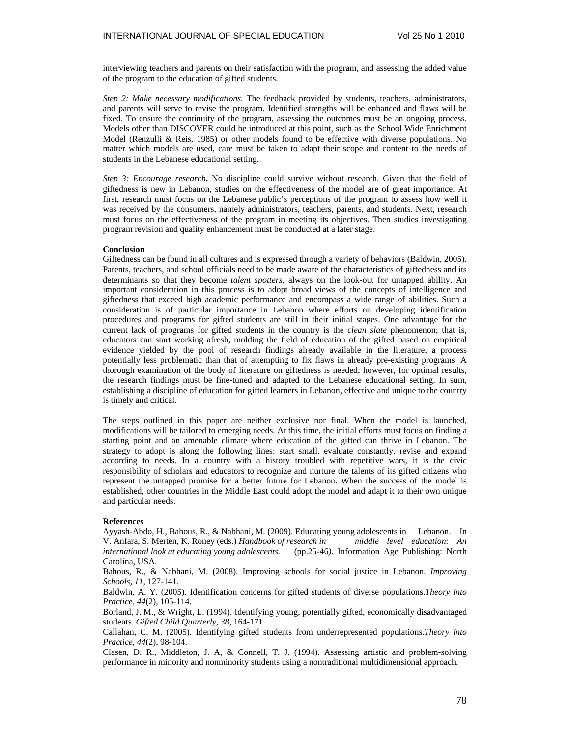interviewing teachers and parents on their satisfaction with the program, and assessing the added value of the program to the education of gifted students.

*Step 2: Make necessary modifications.* The feedback provided by students, teachers, administrators, and parents will serve to revise the program. Identified strengths will be enhanced and flaws will be fixed. To ensure the continuity of the program, assessing the outcomes must be an ongoing process. Models other than DISCOVER could be introduced at this point, such as the School Wide Enrichment Model (Renzulli & Reis, 1985) or other models found to be effective with diverse populations. No matter which models are used, care must be taken to adapt their scope and content to the needs of students in the Lebanese educational setting.

*Step 3: Encourage research***.** No discipline could survive without research. Given that the field of giftedness is new in Lebanon, studies on the effectiveness of the model are of great importance. At first, research must focus on the Lebanese public's perceptions of the program to assess how well it was received by the consumers, namely administrators, teachers, parents, and students. Next, research must focus on the effectiveness of the program in meeting its objectives. Then studies investigating program revision and quality enhancement must be conducted at a later stage.

**Conclusion**

Giftedness can be found in all cultures and is expressed through a variety of behaviors (Baldwin, 2005). Parents, teachers, and school officials need to be made aware of the characteristics of giftedness and its determinants so that they become *talent spotters*, always on the look-out for untapped ability. An important consideration in this process is to adopt broad views of the concepts of intelligence and giftedness that exceed high academic performance and encompass a wide range of abilities. Such a consideration is of particular importance in Lebanon where efforts on developing identification procedures and programs for gifted students are still in their initial stages. One advantage for the current lack of programs for gifted students in the country is the *clean slate* phenomenon; that is, educators can start working afresh, molding the field of education of the gifted based on empirical evidence yielded by the pool of research findings already available in the literature, a process potentially less problematic than that of attempting to fix flaws in already pre-existing programs. A thorough examination of the body of literature on giftedness is needed; however, for optimal results, the research findings must be fine-tuned and adapted to the Lebanese educational setting. In sum, establishing a discipline of education for gifted learners in Lebanon, effective and unique to the country is timely and critical.

The steps outlined in this paper are neither exclusive nor final. When the model is launched, modifications will be tailored to emerging needs. At this time, the initial efforts must focus on finding a starting point and an amenable climate where education of the gifted can thrive in Lebanon. The strategy to adopt is along the following lines: start small, evaluate constantly, revise and expand according to needs. In a country with a history troubled with repetitive wars, it is the civic responsibility of scholars and educators to recognize and nurture the talents of its gifted citizens who represent the untapped promise for a better future for Lebanon. When the success of the model is established, other countries in the Middle East could adopt the model and adapt it to their own unique and particular needs.

**References**

Ayyash-Abdo, H., Bahous, R., & Nabhani, M. (2009). Educating young adolescents in Lebanon. In V. Anfara, S. Merten, K. Roney (eds.) *Handbook of research in middle level education: An international look at educating young adolescents.* (pp.25-46*).* Information Age Publishing: North Carolina, USA.

Bahous, R., & Nabhani, M. (2008). Improving schools for social justice in Lebanon. *Improving Schools, 11*, 127-141.

Baldwin, A. Y. (2005). Identification concerns for gifted students of diverse populations.*Theory into Practice, 44*(2), 105-114.

Borland, J. M., & Wright, L. (1994). Identifying young, potentially gifted, economically disadvantaged students. *Gifted Child Quarterly, 38*, 164-171.

Callahan, C. M. (2005). Identifying gifted students from underrepresented populations.*Theory into Practice, 44*(2), 98-104.

Clasen, D. R., Middleton, J. A, & Connell, T. J. (1994). Assessing artistic and problem-solving performance in minority and nonminority students using a nontraditional multidimensional approach.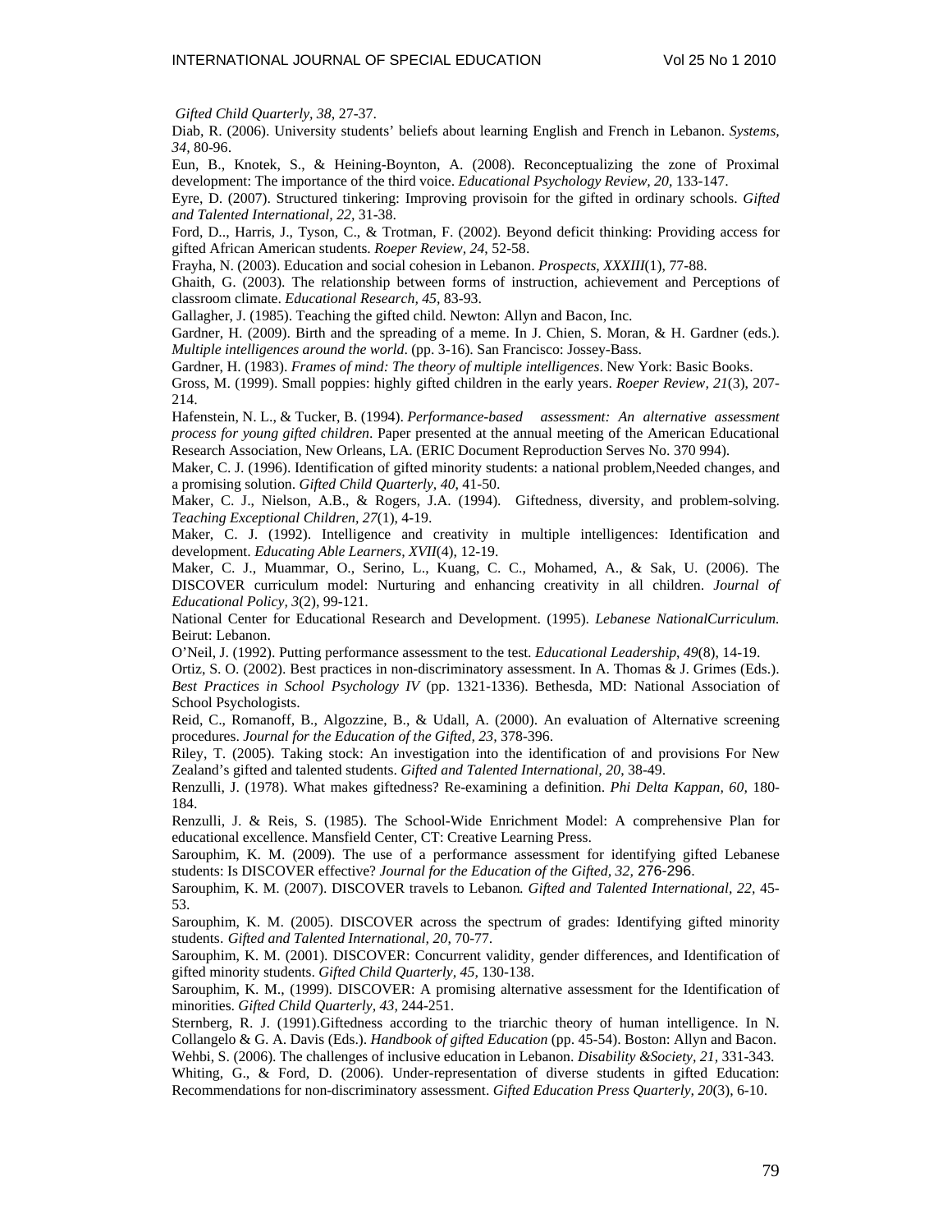*Gifted Child Quarterly, 38*, 27-37.

Diab, R. (2006). University students' beliefs about learning English and French in Lebanon. *Systems, 34*, 80-96.

Eun, B., Knotek, S., & Heining-Boynton, A. (2008). Reconceptualizing the zone of Proximal development: The importance of the third voice. *Educational Psychology Review, 20*, 133-147.

Eyre, D. (2007). Structured tinkering: Improving provisoin for the gifted in ordinary schools. *Gifted and Talented International, 22*, 31-38.

Ford, D.., Harris, J., Tyson, C., & Trotman, F. (2002). Beyond deficit thinking: Providing access for gifted African American students. *Roeper Review, 24*, 52-58.

Frayha, N. (2003). Education and social cohesion in Lebanon. *Prospects, XXXIII*(1), 77-88.

Ghaith, G. (2003). The relationship between forms of instruction, achievement and Perceptions of classroom climate. *Educational Research, 45,* 83-93.

Gallagher, J. (1985). Teaching the gifted child. Newton: Allyn and Bacon, Inc.

Gardner, H. (2009). Birth and the spreading of a meme. In J. Chien, S. Moran, & H. Gardner (eds.). *Multiple intelligences around the world*. (pp. 3-16). San Francisco: Jossey-Bass.

Gardner, H. (1983). *Frames of mind: The theory of multiple intelligences*. New York: Basic Books.

Gross, M. (1999). Small poppies: highly gifted children in the early years. *Roeper Review, 21*(3), 207-214.

Hafenstein, N. L., & Tucker, B. (1994). *Performance-based assessment: An alternative assessment process for young gifted children*. Paper presented at the annual meeting of the American Educational Research Association, New Orleans, LA. (ERIC Document Reproduction Serves No. 370 994).

Maker, C. J. (1996). Identification of gifted minority students: a national problem,Needed changes, and a promising solution. *Gifted Child Quarterly, 40,* 41-50.

Maker, C. J., Nielson, A.B., & Rogers, J.A. (1994). Giftedness, diversity, and problem-solving. *Teaching Exceptional Children, 27*(1), 4-19.

Maker, C. J. (1992). Intelligence and creativity in multiple intelligences: Identification and development. *Educating Able Learners, XVII*(4), 12-19.

Maker, C. J., Muammar, O., Serino, L., Kuang, C. C., Mohamed, A., & Sak, U. (2006). The DISCOVER curriculum model: Nurturing and enhancing creativity in all children. *Journal of Educational Policy, 3*(2), 99-121.

National Center for Educational Research and Development. (1995). *Lebanese NationalCurriculum.* Beirut: Lebanon.

O'Neil, J. (1992). Putting performance assessment to the test. *Educational Leadership, 49*(8), 14-19.

Ortiz, S. O. (2002). Best practices in non-discriminatory assessment. In A. Thomas & J. Grimes (Eds.). *Best Practices in School Psychology IV* (pp. 1321-1336). Bethesda, MD: National Association of School Psychologists.

Reid, C., Romanoff, B., Algozzine, B., & Udall, A. (2000). An evaluation of Alternative screening procedures. *Journal for the Education of the Gifted, 23,* 378-396.

Riley, T. (2005). Taking stock: An investigation into the identification of and provisions For New Zealand's gifted and talented students. *Gifted and Talented International, 20*, 38-49.

Renzulli, J. (1978). What makes giftedness? Re-examining a definition. *Phi Delta Kappan, 60,* 180-184.

Renzulli, J. & Reis, S. (1985). The School-Wide Enrichment Model: A comprehensive Plan for educational excellence. Mansfield Center, CT: Creative Learning Press.

Sarouphim, K. M. (2009). The use of a performance assessment for identifying gifted Lebanese students: Is DISCOVER effective? *Journal for the Education of the Gifted, 32,* 276-296.

Sarouphim, K. M. (2007). DISCOVER travels to Lebanon*. Gifted and Talented International, 22,* 45-53.

Sarouphim, K. M. (2005). DISCOVER across the spectrum of grades: Identifying gifted minority students. *Gifted and Talented International, 20*, 70-77.

Sarouphim, K. M. (2001). DISCOVER: Concurrent validity, gender differences, and Identification of gifted minority students. *Gifted Child Quarterly, 45,* 130-138.

Sarouphim, K. M., (1999). DISCOVER: A promising alternative assessment for the Identification of minorities. *Gifted Child Quarterly, 43,* 244-251.

Sternberg, R. J. (1991).Giftedness according to the triarchic theory of human intelligence. In N. Collangelo & G. A. Davis (Eds.). *Handbook of gifted Education* (pp. 45-54). Boston: Allyn and Bacon.

Wehbi, S. (2006). The challenges of inclusive education in Lebanon. *Disability &Society, 21,* 331-343.

Whiting, G., & Ford, D. (2006). Under-representation of diverse students in gifted Education: Recommendations for non-discriminatory assessment. *Gifted Education Press Quarterly, 20*(3), 6-10.